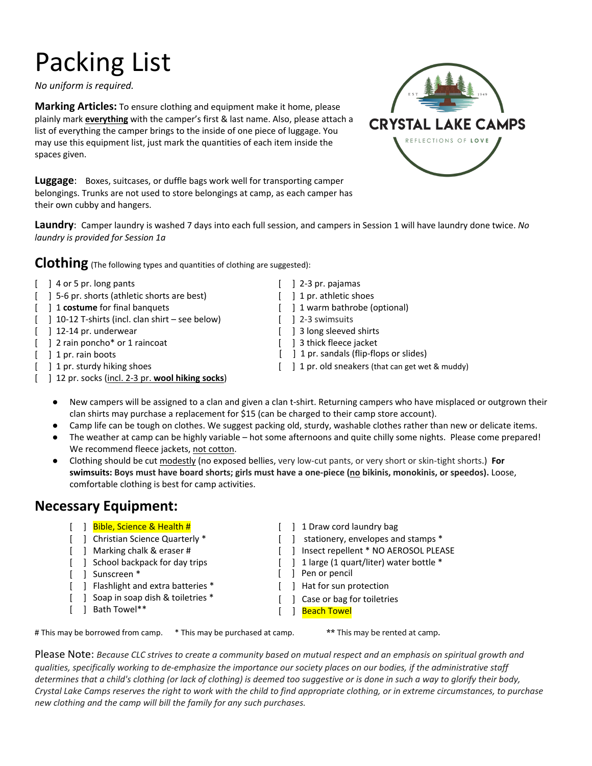# Packing List

*No uniform is required.*

**Marking Articles:** To ensure clothing and equipment make it home, please plainly mark **everything** with the camper's first & last name. Also, please attach a list of everything the camper brings to the inside of one piece of luggage. You may use this equipment list, just mark the quantities of each item inside the spaces given.

CRYSTAL LAKE CAMPS

EST 1949

REFLECTIONS OF LOVE

**Luggage**: Boxes, suitcases, or duffle bags work well for transporting camper belongings. Trunks are not used to store belongings at camp, as each camper has their own cubby and hangers.

**Laundry**: Camper laundry is washed 7 days into each full session, and campers in Session 1 will have laundry done twice. *No laundry is provided for Session 1a*

## Clothing (The following types and quantities of clothing are suggested):

- [ ] 4 or 5 pr. long pants
- [ ] 5-6 pr. shorts (athletic shorts are best)
- [ ] 1 **costume** for final banquets
- [ ] 10-12 T-shirts (incl. clan shirt – see below)
- [ ] 12-14 pr. underwear
- [ ] 2 rain poncho* or 1 raincoat
- [ ] 1 pr. rain boots
- [ ] 1 pr. sturdy hiking shoes
- [ ] 12 pr. socks (incl. 2-3 pr. **wool hiking socks**)
- [ ] 2-3 pr. pajamas
- [ ] 1 pr. athletic shoes
- [ ] 1 warm bathrobe (optional)
- [ ] 2-3 swimsuits
- [ ] 3 long sleeved shirts
- [ ] 3 thick fleece jacket
- [ ] 1 pr. sandals (flip-flops or slides)
- [ ] 1 pr. old sneakers (that can get wet & muddy)

- New campers will be assigned to a clan and given a clan t-shirt. Returning campers who have misplaced or outgrown their clan shirts may purchase a replacement for $15 (can be charged to their camp store account).
- Camp life can be tough on clothes. We suggest packing old, sturdy, washable clothes rather than new or delicate items.
- The weather at camp can be highly variable – hot some afternoons and quite chilly some nights. Please come prepared! We recommend fleece jackets, not cotton.
- Clothing should be cut modestly (no exposed bellies, very low-cut pants, or very short or skin-tight shorts.) **For swimsuits: Boys must have board shorts; girls must have a one-piece (no bikinis, monokinis, or speedos).** Loose, comfortable clothing is best for camp activities.

## Necessary Equipment:

- [ ] Bible, Science & Health #
- [ ] Christian Science Quarterly *
- [ ] Marking chalk & eraser #
- [ ] School backpack for day trips
- [ ] Sunscreen *
- [ ] Flashlight and extra batteries *
- [ ] Soap in soap dish & toiletries *
- [ ] Bath Towel**
- [ ] 1 Draw cord laundry bag
- [ ] stationery, envelopes and stamps *
- [ ] Insect repellent * NO AEROSOL PLEASE
- [ ] 1 large (1 quart/liter) water bottle *
- [ ] Pen or pencil
- [ ] Hat for sun protection
- [ ] Case or bag for toiletries
- [ ] Beach Towel

\# This may be borrowed from camp. * This may be purchased at camp. ** This may be rented at camp.

Please Note: *Because CLC strives to create a community based on mutual respect and an emphasis on spiritual growth and qualities, specifically working to de-emphasize the importance our society places on our bodies, if the administrative staff determines that a child's clothing (or lack of clothing) is deemed too suggestive or is done in such a way to glorify their body, Crystal Lake Camps reserves the right to work with the child to find appropriate clothing, or in extreme circumstances, to purchase new clothing and the camp will bill the family for any such purchases.*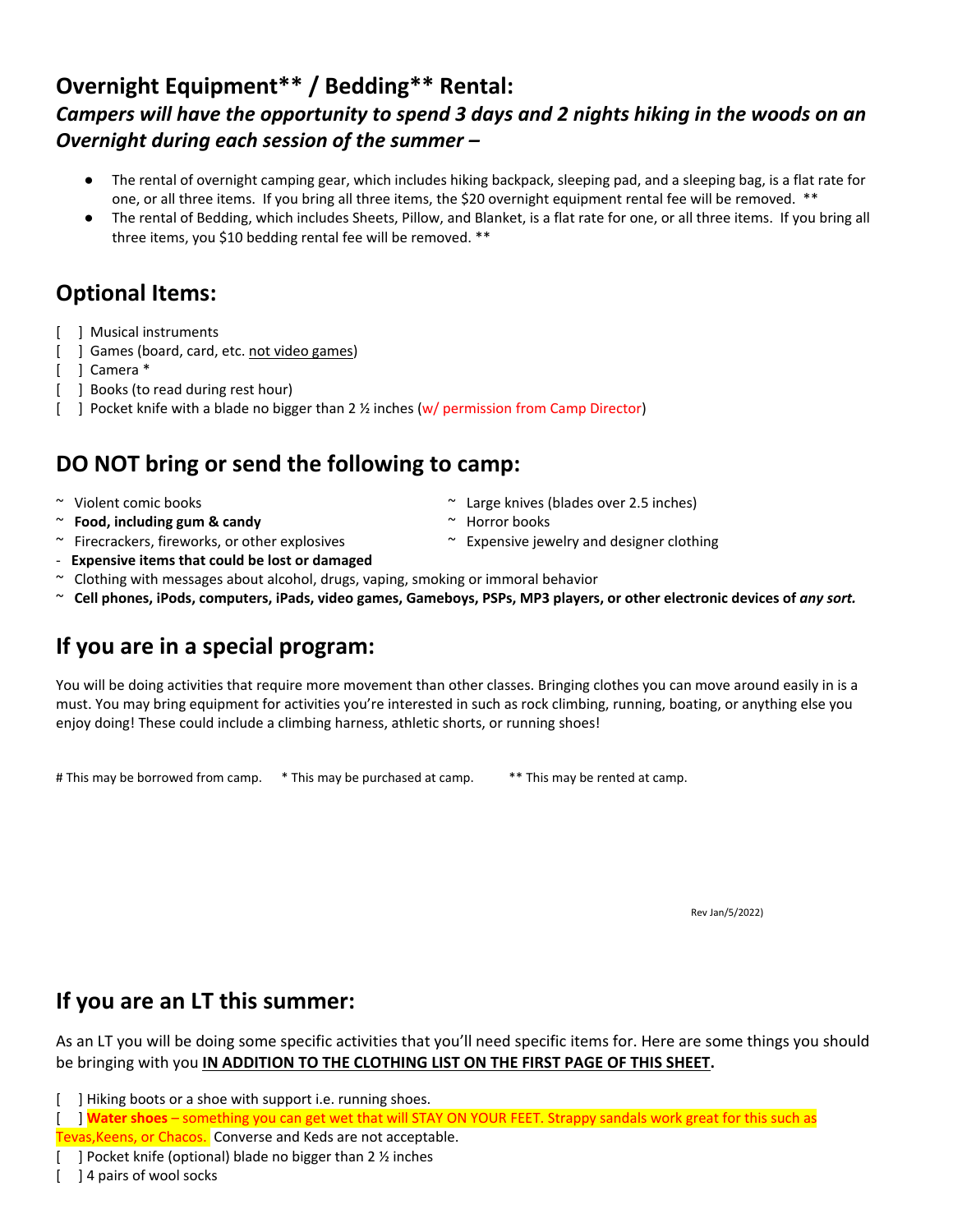## Overnight Equipment** / Bedding** Rental:

### *Campers will have the opportunity to spend 3 days and 2 nights hiking in the woods on an Overnight during each session of the summer –*

- The rental of overnight camping gear, which includes hiking backpack, sleeping pad, and a sleeping bag, is a flat rate for one, or all three items. If you bring all three items, the $20 overnight equipment rental fee will be removed. **
- The rental of Bedding, which includes Sheets, Pillow, and Blanket, is a flat rate for one, or all three items. If you bring all three items, you $10 bedding rental fee will be removed. **

## Optional Items:

[ ] Musical instruments
[ ] Games (board, card, etc. not video games)
[ ] Camera *
[ ] Books (to read during rest hour)
[ ] Pocket knife with a blade no bigger than 2 ½ inches (w/ permission from Camp Director)

## DO NOT bring or send the following to camp:

~ Violent comic books
~ **Food, including gum & candy**
~ Firecrackers, fireworks, or other explosives
~ Large knives (blades over 2.5 inches)
~ Horror books
~ Expensive jewelry and designer clothing
- **Expensive items that could be lost or damaged**
~ Clothing with messages about alcohol, drugs, vaping, smoking or immoral behavior
~ **Cell phones, iPods, computers, iPads, video games, Gameboys, PSPs, MP3 players, or other electronic devices of *any sort.***

## If you are in a special program:

You will be doing activities that require more movement than other classes. Bringing clothes you can move around easily in is a must. You may bring equipment for activities you're interested in such as rock climbing, running, boating, or anything else you enjoy doing! These could include a climbing harness, athletic shorts, or running shoes!

# This may be borrowed from camp. * This may be purchased at camp. ** This may be rented at camp.

Rev Jan/5/2022)

## If you are an LT this summer:

As an LT you will be doing some specific activities that you'll need specific items for. Here are some things you should be bringing with you **IN ADDITION TO THE CLOTHING LIST ON THE FIRST PAGE OF THIS SHEET.**

[ ] Hiking boots or a shoe with support i.e. running shoes.
[ ] **Water shoes** – something you can get wet that will STAY ON YOUR FEET. Strappy sandals work great for this such as Tevas,Keens, or Chacos. Converse and Keds are not acceptable.
[ ] Pocket knife (optional) blade no bigger than 2 ½ inches
[ ] 4 pairs of wool socks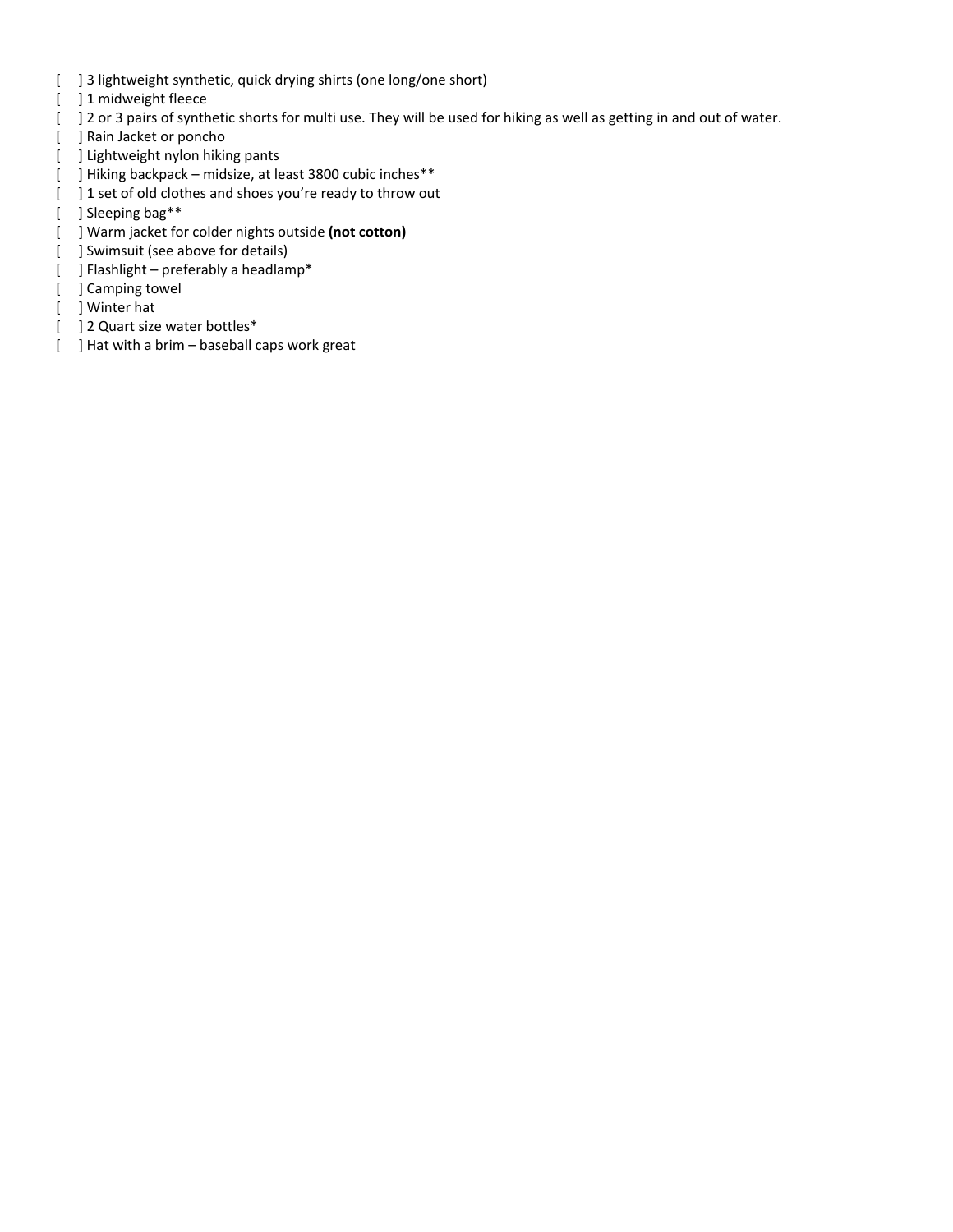[ ] 3 lightweight synthetic, quick drying shirts (one long/one short)
[ ] 1 midweight fleece
[ ] 2 or 3 pairs of synthetic shorts for multi use. They will be used for hiking as well as getting in and out of water.
[ ] Rain Jacket or poncho
[ ] Lightweight nylon hiking pants
[ ] Hiking backpack – midsize, at least 3800 cubic inches**
[ ] 1 set of old clothes and shoes you're ready to throw out
[ ] Sleeping bag**
[ ] Warm jacket for colder nights outside **(not cotton)**
[ ] Swimsuit (see above for details)
[ ] Flashlight – preferably a headlamp*
[ ] Camping towel
[ ] Winter hat
[ ] 2 Quart size water bottles*
[ ] Hat with a brim – baseball caps work great